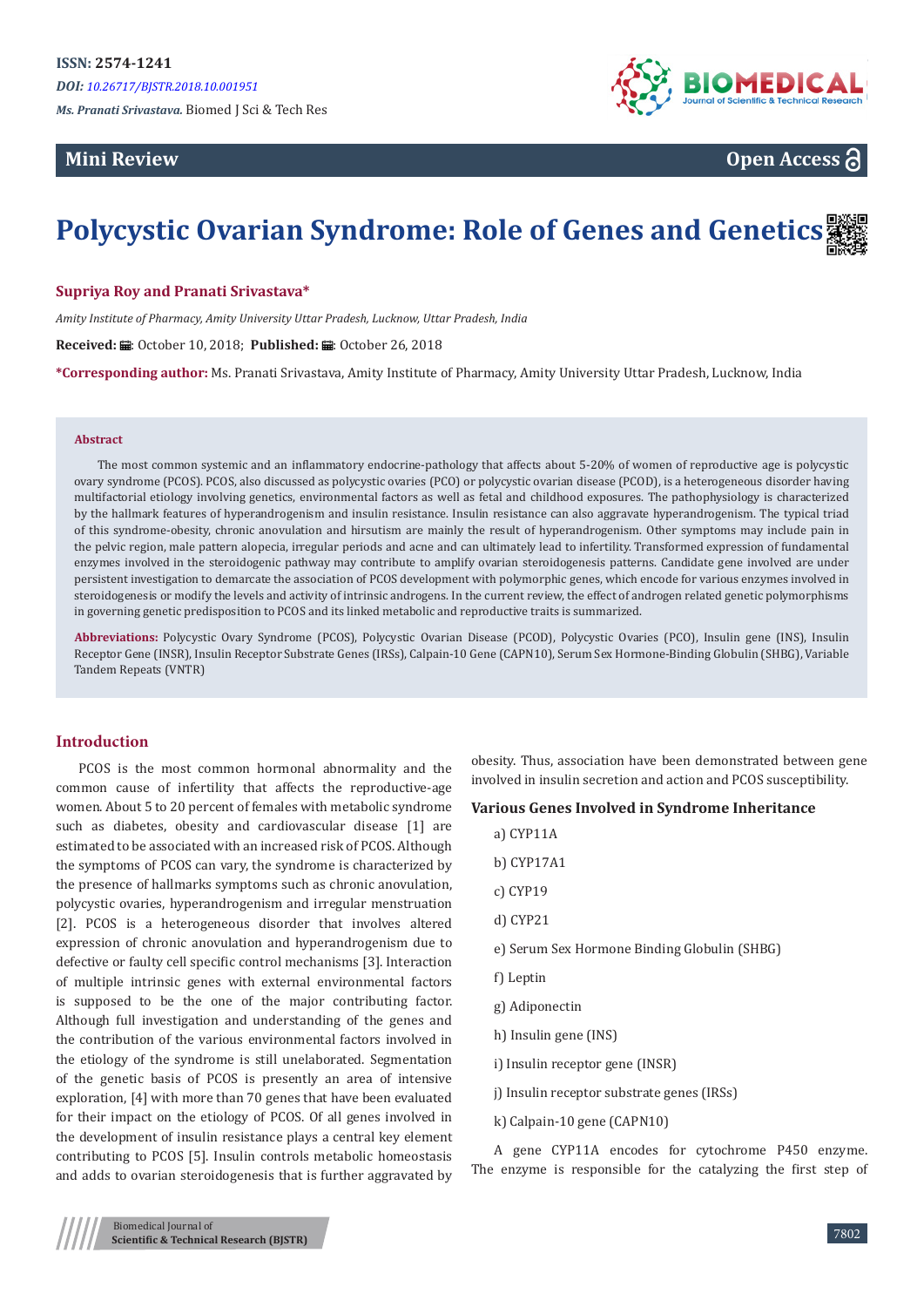**ISSN: 2574-1241**

*DOI: 10.26717/BJSTR.2018.10.001951*

*Ms. Pranati Srivastava.* Biomed J Sci & Tech Res

**Mini Review**

**Open Access**

# Polycystic Ovarian Syndrome: Role of Genes and Genetics

**Supriya Roy and Pranati Srivastava***

*Amity Institute of Pharmacy, Amity University Uttar Pradesh, Lucknow, Uttar Pradesh, India*

**Received:** October 10, 2018; **Published:** October 26, 2018

**\*Corresponding author:** Ms. Pranati Srivastava, Amity Institute of Pharmacy, Amity University Uttar Pradesh, Lucknow, India

## Abstract

The most common systemic and an inflammatory endocrine-pathology that affects about 5-20% of women of reproductive age is polycystic ovary syndrome (PCOS). PCOS, also discussed as polycystic ovaries (PCO) or polycystic ovarian disease (PCOD), is a heterogeneous disorder having multifactorial etiology involving genetics, environmental factors as well as fetal and childhood exposures. The pathophysiology is characterized by the hallmark features of hyperandrogenism and insulin resistance. Insulin resistance can also aggravate hyperandrogenism. The typical triad of this syndrome-obesity, chronic anovulation and hirsutism are mainly the result of hyperandrogenism. Other symptoms may include pain in the pelvic region, male pattern alopecia, irregular periods and acne and can ultimately lead to infertility. Transformed expression of fundamental enzymes involved in the steroidogenic pathway may contribute to amplify ovarian steroidogenesis patterns. Candidate gene involved are under persistent investigation to demarcate the association of PCOS development with polymorphic genes, which encode for various enzymes involved in steroidogenesis or modify the levels and activity of intrinsic androgens. In the current review, the effect of androgen related genetic polymorphisms in governing genetic predisposition to PCOS and its linked metabolic and reproductive traits is summarized.

**Abbreviations:** Polycystic Ovary Syndrome (PCOS), Polycystic Ovarian Disease (PCOD), Polycystic Ovaries (PCO), Insulin gene (INS), Insulin Receptor Gene (INSR), Insulin Receptor Substrate Genes (IRSs), Calpain-10 Gene (CAPN10), Serum Sex Hormone-Binding Globulin (SHBG), Variable Tandem Repeats (VNTR)

## Introduction

PCOS is the most common hormonal abnormality and the common cause of infertility that affects the reproductive-age women. About 5 to 20 percent of females with metabolic syndrome such as diabetes, obesity and cardiovascular disease [1] are estimated to be associated with an increased risk of PCOS. Although the symptoms of PCOS can vary, the syndrome is characterized by the presence of hallmarks symptoms such as chronic anovulation, polycystic ovaries, hyperandrogenism and irregular menstruation [2]. PCOS is a heterogeneous disorder that involves altered expression of chronic anovulation and hyperandrogenism due to defective or faulty cell specific control mechanisms [3]. Interaction of multiple intrinsic genes with external environmental factors is supposed to be the one of the major contributing factor. Although full investigation and understanding of the genes and the contribution of the various environmental factors involved in the etiology of the syndrome is still unelaborated. Segmentation of the genetic basis of PCOS is presently an area of intensive exploration, [4] with more than 70 genes that have been evaluated for their impact on the etiology of PCOS. Of all genes involved in the development of insulin resistance plays a central key element contributing to PCOS [5]. Insulin controls metabolic homeostasis and adds to ovarian steroidogenesis that is further aggravated by obesity. Thus, association have been demonstrated between gene involved in insulin secretion and action and PCOS susceptibility.

### Various Genes Involved in Syndrome Inheritance

a) CYP11A

b) CYP17A1

c) CYP19

d) CYP21

e) Serum Sex Hormone Binding Globulin (SHBG)

f) Leptin

g) Adiponectin

h) Insulin gene (INS)

i) Insulin receptor gene (INSR)

j) Insulin receptor substrate genes (IRSs)

k) Calpain-10 gene (CAPN10)

A gene CYP11A encodes for cytochrome P450 enzyme. The enzyme is responsible for the catalyzing the first step of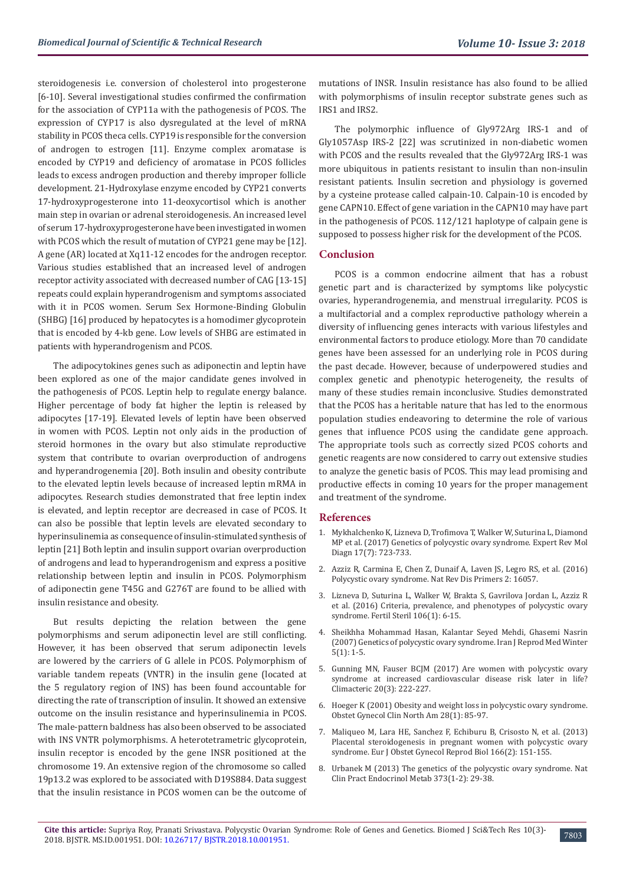steroidogenesis i.e. conversion of cholesterol into progesterone [6-10]. Several investigational studies confirmed the confirmation for the association of CYP11a with the pathogenesis of PCOS. The expression of CYP17 is also dysregulated at the level of mRNA stability in PCOS theca cells. CYP19 is responsible for the conversion of androgen to estrogen [11]. Enzyme complex aromatase is encoded by CYP19 and deficiency of aromatase in PCOS follicles leads to excess androgen production and thereby improper follicle development. 21-Hydroxylase enzyme encoded by CYP21 converts 17-hydroxyprogesterone into 11-deoxycortisol which is another main step in ovarian or adrenal steroidogenesis. An increased level of serum 17-hydroxyprogesterone have been investigated in women with PCOS which the result of mutation of CYP21 gene may be [12]. A gene (AR) located at Xq11-12 encodes for the androgen receptor. Various studies established that an increased level of androgen receptor activity associated with decreased number of CAG [13-15] repeats could explain hyperandrogenism and symptoms associated with it in PCOS women. Serum Sex Hormone-Binding Globulin (SHBG) [16] produced by hepatocytes is a homodimer glycoprotein that is encoded by 4-kb gene. Low levels of SHBG are estimated in patients with hyperandrogenism and PCOS.

The adipocytokines genes such as adiponectin and leptin have been explored as one of the major candidate genes involved in the pathogenesis of PCOS. Leptin help to regulate energy balance. Higher percentage of body fat higher the leptin is released by adipocytes [17-19]. Elevated levels of leptin have been observed in women with PCOS. Leptin not only aids in the production of steroid hormones in the ovary but also stimulate reproductive system that contribute to ovarian overproduction of androgens and hyperandrogenemia [20]. Both insulin and obesity contribute to the elevated leptin levels because of increased leptin mRMA in adipocytes. Research studies demonstrated that free leptin index is elevated, and leptin receptor are decreased in case of PCOS. It can also be possible that leptin levels are elevated secondary to hyperinsulinemia as consequence of insulin-stimulated synthesis of leptin [21] Both leptin and insulin support ovarian overproduction of androgens and lead to hyperandrogenism and express a positive relationship between leptin and insulin in PCOS. Polymorphism of adiponectin gene T45G and G276T are found to be allied with insulin resistance and obesity.

But results depicting the relation between the gene polymorphisms and serum adiponectin level are still conflicting. However, it has been observed that serum adiponectin levels are lowered by the carriers of G allele in PCOS. Polymorphism of variable tandem repeats (VNTR) in the insulin gene (located at the 5 regulatory region of INS) has been found accountable for directing the rate of transcription of insulin. It showed an extensive outcome on the insulin resistance and hyperinsulinemia in PCOS. The male-pattern baldness has also been observed to be associated with INS VNTR polymorphisms. A heterotetrametric glycoprotein, insulin receptor is encoded by the gene INSR positioned at the chromosome 19. An extensive region of the chromosome so called 19p13.2 was explored to be associated with D19S884. Data suggest that the insulin resistance in PCOS women can be the outcome of mutations of INSR. Insulin resistance has also found to be allied with polymorphisms of insulin receptor substrate genes such as IRS1 and IRS2.

The polymorphic influence of Gly972Arg IRS-1 and of Gly1057Asp IRS-2 [22] was scrutinized in non-diabetic women with PCOS and the results revealed that the Gly972Arg IRS-1 was more ubiquitous in patients resistant to insulin than non-insulin resistant patients. Insulin secretion and physiology is governed by a cysteine protease called calpain-10. Calpain-10 is encoded by gene CAPN10. Effect of gene variation in the CAPN10 may have part in the pathogenesis of PCOS. 112/121 haplotype of calpain gene is supposed to possess higher risk for the development of the PCOS.

## Conclusion

PCOS is a common endocrine ailment that has a robust genetic part and is characterized by symptoms like polycystic ovaries, hyperandrogenemia, and menstrual irregularity. PCOS is a multifactorial and a complex reproductive pathology wherein a diversity of influencing genes interacts with various lifestyles and environmental factors to produce etiology. More than 70 candidate genes have been assessed for an underlying role in PCOS during the past decade. However, because of underpowered studies and complex genetic and phenotypic heterogeneity, the results of many of these studies remain inconclusive. Studies demonstrated that the PCOS has a heritable nature that has led to the enormous population studies endeavoring to determine the role of various genes that influence PCOS using the candidate gene approach. The appropriate tools such as correctly sized PCOS cohorts and genetic reagents are now considered to carry out extensive studies to analyze the genetic basis of PCOS. This may lead promising and productive effects in coming 10 years for the proper management and treatment of the syndrome.

## References

1. Mykhalchenko K, Lizneva D, Trofimova T, Walker W, Suturina L, Diamond MP et al. (2017) Genetics of polycystic ovary syndrome. Expert Rev Mol Diagn 17(7): 723-733.
2. Azziz R, Carmina E, Chen Z, Dunaif A, Laven JS, Legro RS, et al. (2016) Polycystic ovary syndrome. Nat Rev Dis Primers 2: 16057.
3. Lizneva D, Suturina L, Walker W, Brakta S, Gavrilova Jordan L, Azziz R et al. (2016) Criteria, prevalence, and phenotypes of polycystic ovary syndrome. Fertil Steril 106(1): 6-15.
4. Sheikhha Mohammad Hasan, Kalantar Seyed Mehdi, Ghasemi Nasrin (2007) Genetics of polycystic ovary syndrome. Iran J Reprod Med Winter 5(1): 1-5.
5. Gunning MN, Fauser BCJM (2017) Are women with polycystic ovary syndrome at increased cardiovascular disease risk later in life? Climacteric 20(3): 222-227.
6. Hoeger K (2001) Obesity and weight loss in polycystic ovary syndrome. Obstet Gynecol Clin North Am 28(1): 85-97.
7. Maliqueo M, Lara HE, Sanchez F, Echiburu B, Crisosto N, et al. (2013) Placental steroidogenesis in pregnant women with polycystic ovary syndrome. Eur J Obstet Gynecol Reprod Biol 166(2): 151-155.
8. Urbanek M (2013) The genetics of the polycystic ovary syndrome. Nat Clin Pract Endocrinol Metab 373(1-2): 29-38.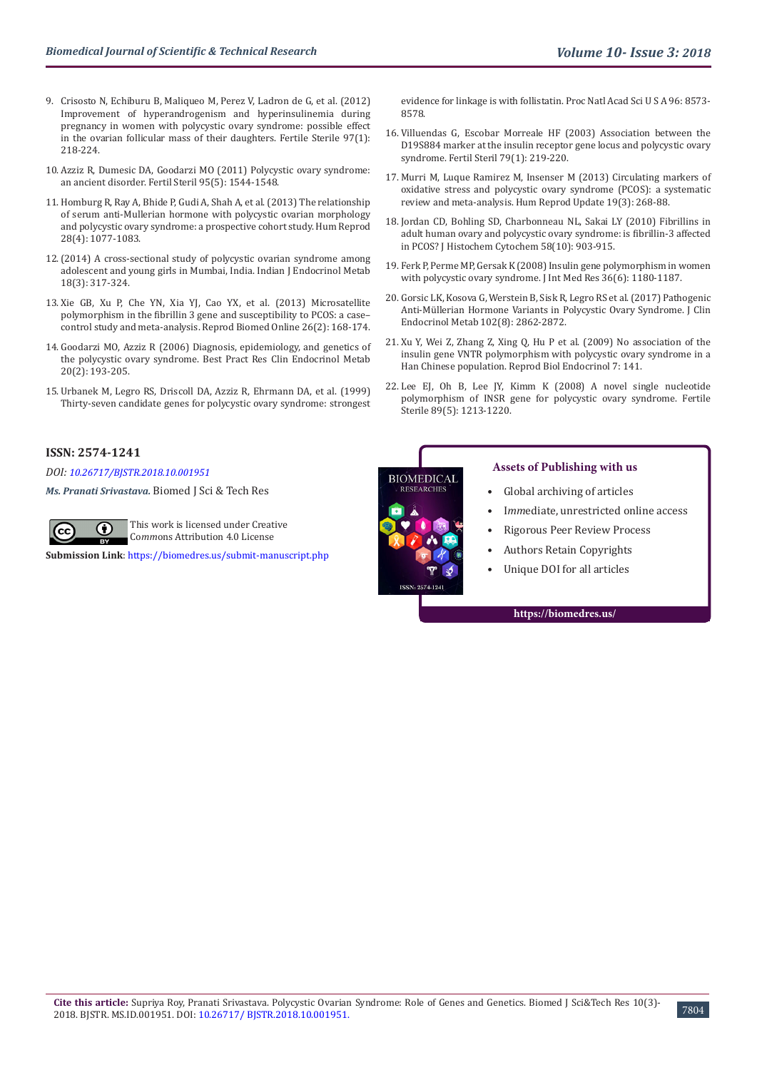9. Crisosto N, Echiburu B, Maliqueo M, Perez V, Ladron de G, et al. (2012) Improvement of hyperandrogenism and hyperinsulinemia during pregnancy in women with polycystic ovary syndrome: possible effect in the ovarian follicular mass of their daughters. Fertile Sterile 97(1): 218-224.
10. Azziz R, Dumesic DA, Goodarzi MO (2011) Polycystic ovary syndrome: an ancient disorder. Fertil Steril 95(5): 1544-1548.
11. Homburg R, Ray A, Bhide P, Gudi A, Shah A, et al. (2013) The relationship of serum anti-Mullerian hormone with polycystic ovarian morphology and polycystic ovary syndrome: a prospective cohort study. Hum Reprod 28(4): 1077-1083.
12. (2014) A cross-sectional study of polycystic ovarian syndrome among adolescent and young girls in Mumbai, India. Indian J Endocrinol Metab 18(3): 317-324.
13. Xie GB, Xu P, Che YN, Xia YJ, Cao YX, et al. (2013) Microsatellite polymorphism in the fibrillin 3 gene and susceptibility to PCOS: a case–control study and meta-analysis. Reprod Biomed Online 26(2): 168-174.
14. Goodarzi MO, Azziz R (2006) Diagnosis, epidemiology, and genetics of the polycystic ovary syndrome. Best Pract Res Clin Endocrinol Metab 20(2): 193-205.
15. Urbanek M, Legro RS, Driscoll DA, Azziz R, Ehrmann DA, et al. (1999) Thirty-seven candidate genes for polycystic ovary syndrome: strongest evidence for linkage is with follistatin. Proc Natl Acad Sci U S A 96: 8573-8578.
16. Villuendas G, Escobar Morreale HF (2003) Association between the D19S884 marker at the insulin receptor gene locus and polycystic ovary syndrome. Fertil Steril 79(1): 219-220.
17. Murri M, Luque Ramirez M, Insenser M (2013) Circulating markers of oxidative stress and polycystic ovary syndrome (PCOS): a systematic review and meta-analysis. Hum Reprod Update 19(3): 268-88.
18. Jordan CD, Bohling SD, Charbonneau NL, Sakai LY (2010) Fibrillins in adult human ovary and polycystic ovary syndrome: is fibrillin-3 affected in PCOS? J Histochem Cytochem 58(10): 903-915.
19. Ferk P, Perme MP, Gersak K (2008) Insulin gene polymorphism in women with polycystic ovary syndrome. J Int Med Res 36(6): 1180-1187.
20. Gorsic LK, Kosova G, Werstein B, Sisk R, Legro RS et al. (2017) Pathogenic Anti-Müllerian Hormone Variants in Polycystic Ovary Syndrome. J Clin Endocrinol Metab 102(8): 2862-2872.
21. Xu Y, Wei Z, Zhang Z, Xing Q, Hu P et al. (2009) No association of the insulin gene VNTR polymorphism with polycystic ovary syndrome in a Han Chinese population. Reprod Biol Endocrinol 7: 141.
22. Lee EJ, Oh B, Lee JY, Kimm K (2008) A novel single nucleotide polymorphism of INSR gene for polycystic ovary syndrome. Fertile Sterile 89(5): 1213-1220.

**ISSN: 2574-1241**

*DOI: 10.26717/BJSTR.2018.10.001951*

***Ms. Pranati Srivastava.*** Biomed J Sci & Tech Res

This work is licensed under Creative Commons Attribution 4.0 License

**Submission Link**: https://biomedres.us/submit-manuscript.php

**Assets of Publishing with us**

- Global archiving of articles
- Immediate, unrestricted online access
- Rigorous Peer Review Process
- Authors Retain Copyrights
- Unique DOI for all articles

**https://biomedres.us/**